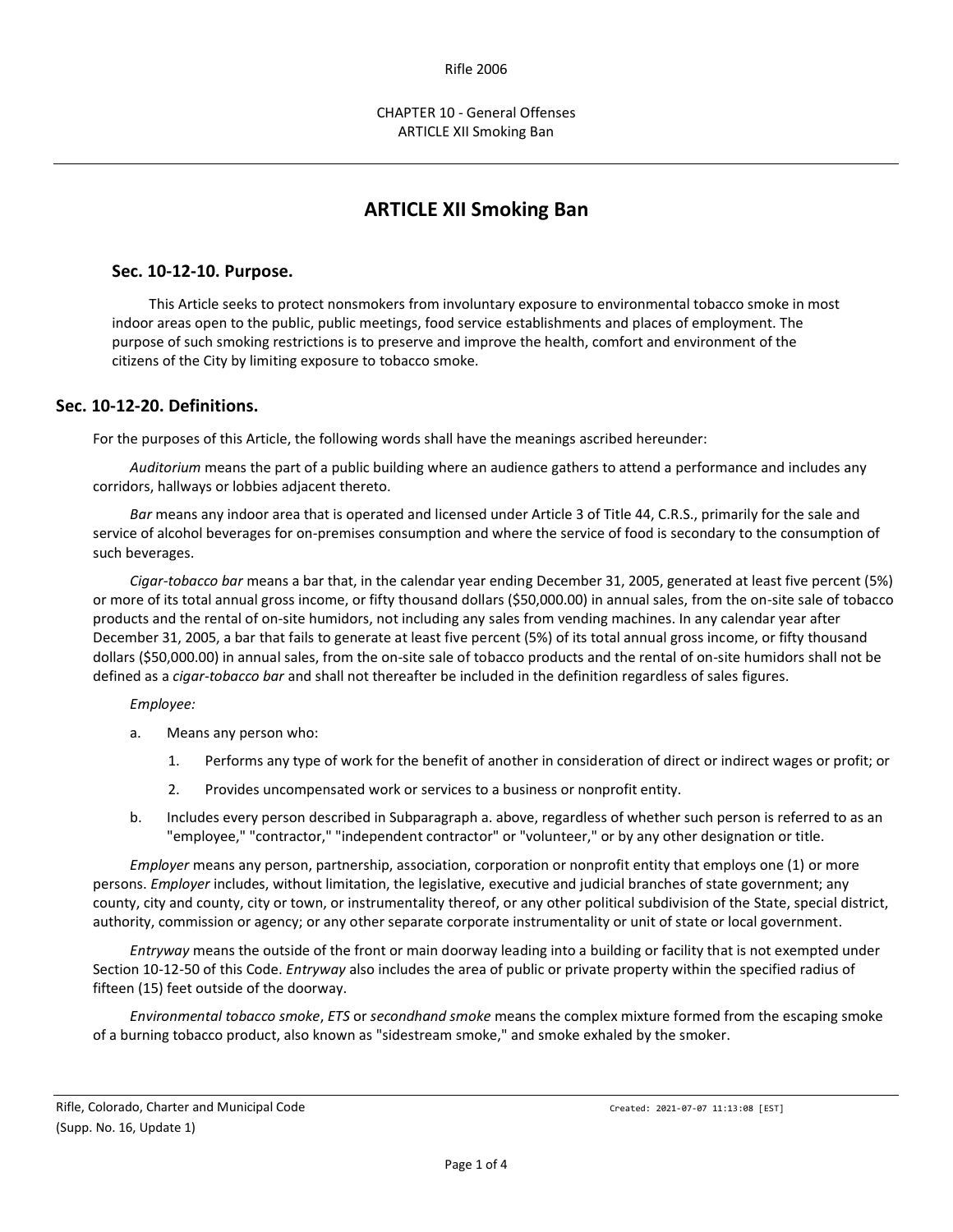# ARTICLE XII Smoking Ban

## Sec. 10-12-10. Purpose.

This Article seeks to protect nonsmokers from involuntary exposure to environmental tobacco smoke in most indoor areas open to the public, public meetings, food service establishments and places of employment. The purpose of such smoking restrictions is to preserve and improve the health, comfort and environment of the citizens of the City by limiting exposure to tobacco smoke.

## Sec. 10-12-20. Definitions.

For the purposes of this Article, the following words shall have the meanings ascribed hereunder:

*Auditorium* means the part of a public building where an audience gathers to attend a performance and includes any corridors, hallways or lobbies adjacent thereto.

*Bar* means any indoor area that is operated and licensed under Article 3 of Title 44, C.R.S., primarily for the sale and service of alcohol beverages for on-premises consumption and where the service of food is secondary to the consumption of such beverages.

*Cigar-tobacco bar* means a bar that, in the calendar year ending December 31, 2005, generated at least five percent (5%) or more of its total annual gross income, or fifty thousand dollars ($50,000.00) in annual sales, from the on-site sale of tobacco products and the rental of on-site humidors, not including any sales from vending machines. In any calendar year after December 31, 2005, a bar that fails to generate at least five percent (5%) of its total annual gross income, or fifty thousand dollars ($50,000.00) in annual sales, from the on-site sale of tobacco products and the rental of on-site humidors shall not be defined as a *cigar-tobacco bar* and shall not thereafter be included in the definition regardless of sales figures.

*Employee:*

a. Means any person who:

   1. Performs any type of work for the benefit of another in consideration of direct or indirect wages or profit; or

   2. Provides uncompensated work or services to a business or nonprofit entity.

b. Includes every person described in Subparagraph a. above, regardless of whether such person is referred to as an "employee," "contractor," "independent contractor" or "volunteer," or by any other designation or title.

*Employer* means any person, partnership, association, corporation or nonprofit entity that employs one (1) or more persons. *Employer* includes, without limitation, the legislative, executive and judicial branches of state government; any county, city and county, city or town, or instrumentality thereof, or any other political subdivision of the State, special district, authority, commission or agency; or any other separate corporate instrumentality or unit of state or local government.

*Entryway* means the outside of the front or main doorway leading into a building or facility that is not exempted under Section 10-12-50 of this Code. *Entryway* also includes the area of public or private property within the specified radius of fifteen (15) feet outside of the doorway.

*Environmental tobacco smoke*, *ETS* or *secondhand smoke* means the complex mixture formed from the escaping smoke of a burning tobacco product, also known as "sidestream smoke," and smoke exhaled by the smoker.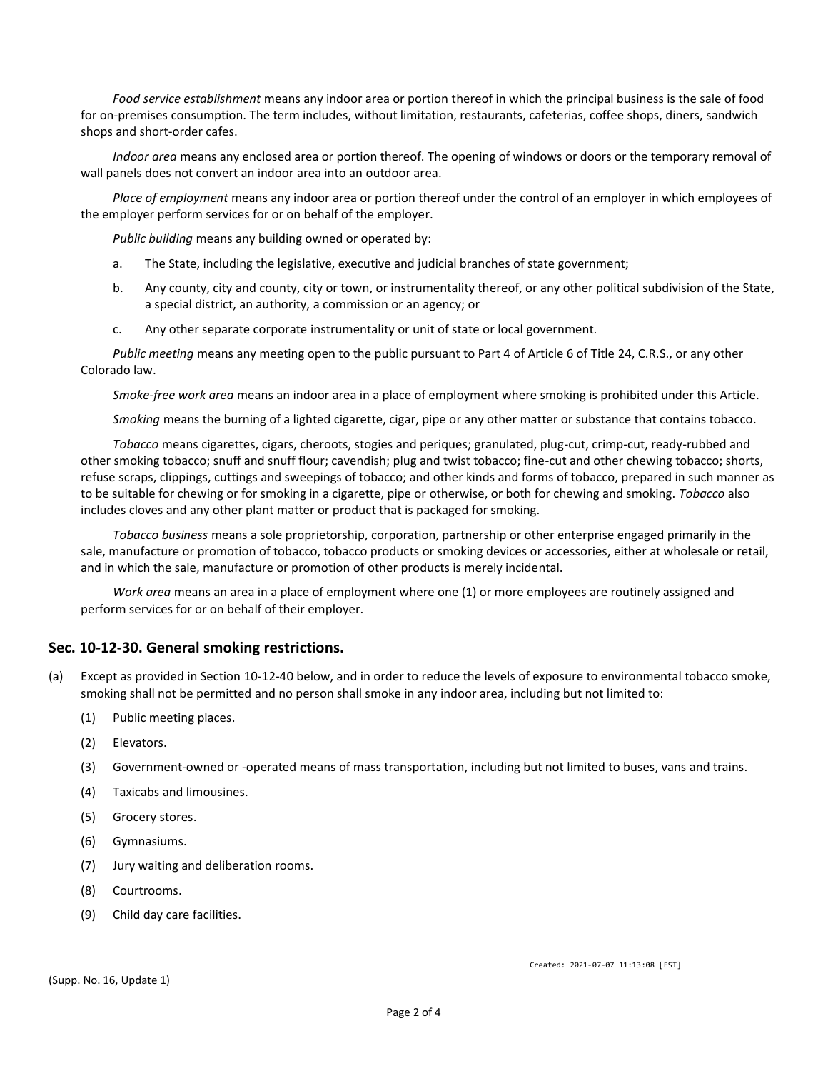*Food service establishment* means any indoor area or portion thereof in which the principal business is the sale of food for on-premises consumption. The term includes, without limitation, restaurants, cafeterias, coffee shops, diners, sandwich shops and short-order cafes.

*Indoor area* means any enclosed area or portion thereof. The opening of windows or doors or the temporary removal of wall panels does not convert an indoor area into an outdoor area.

*Place of employment* means any indoor area or portion thereof under the control of an employer in which employees of the employer perform services for or on behalf of the employer.

*Public building* means any building owned or operated by:

a. The State, including the legislative, executive and judicial branches of state government;

b. Any county, city and county, city or town, or instrumentality thereof, or any other political subdivision of the State, a special district, an authority, a commission or an agency; or

c. Any other separate corporate instrumentality or unit of state or local government.

*Public meeting* means any meeting open to the public pursuant to Part 4 of Article 6 of Title 24, C.R.S., or any other Colorado law.

*Smoke-free work area* means an indoor area in a place of employment where smoking is prohibited under this Article.

*Smoking* means the burning of a lighted cigarette, cigar, pipe or any other matter or substance that contains tobacco.

*Tobacco* means cigarettes, cigars, cheroots, stogies and periques; granulated, plug-cut, crimp-cut, ready-rubbed and other smoking tobacco; snuff and snuff flour; cavendish; plug and twist tobacco; fine-cut and other chewing tobacco; shorts, refuse scraps, clippings, cuttings and sweepings of tobacco; and other kinds and forms of tobacco, prepared in such manner as to be suitable for chewing or for smoking in a cigarette, pipe or otherwise, or both for chewing and smoking. *Tobacco* also includes cloves and any other plant matter or product that is packaged for smoking.

*Tobacco business* means a sole proprietorship, corporation, partnership or other enterprise engaged primarily in the sale, manufacture or promotion of tobacco, tobacco products or smoking devices or accessories, either at wholesale or retail, and in which the sale, manufacture or promotion of other products is merely incidental.

*Work area* means an area in a place of employment where one (1) or more employees are routinely assigned and perform services for or on behalf of their employer.

## Sec. 10-12-30. General smoking restrictions.

(a) Except as provided in Section 10-12-40 below, and in order to reduce the levels of exposure to environmental tobacco smoke, smoking shall not be permitted and no person shall smoke in any indoor area, including but not limited to:

(1) Public meeting places.

(2) Elevators.

(3) Government-owned or -operated means of mass transportation, including but not limited to buses, vans and trains.

(4) Taxicabs and limousines.

(5) Grocery stores.

(6) Gymnasiums.

(7) Jury waiting and deliberation rooms.

(8) Courtrooms.

(9) Child day care facilities.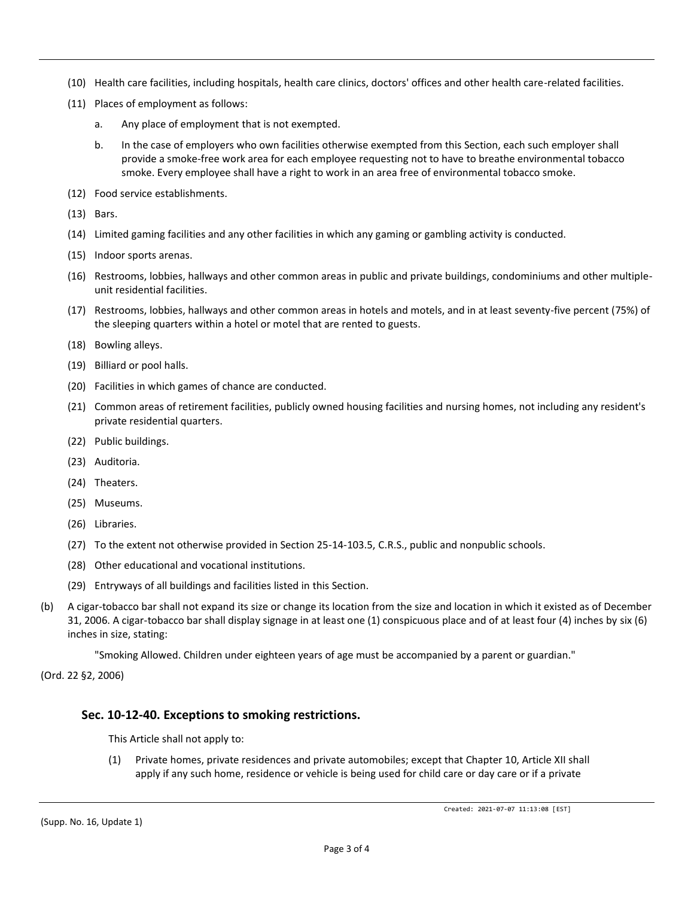(10) Health care facilities, including hospitals, health care clinics, doctors' offices and other health care-related facilities.

(11) Places of employment as follows:

  a. Any place of employment that is not exempted.

  b. In the case of employers who own facilities otherwise exempted from this Section, each such employer shall provide a smoke-free work area for each employee requesting not to have to breathe environmental tobacco smoke. Every employee shall have a right to work in an area free of environmental tobacco smoke.

(12) Food service establishments.

(13) Bars.

(14) Limited gaming facilities and any other facilities in which any gaming or gambling activity is conducted.

(15) Indoor sports arenas.

(16) Restrooms, lobbies, hallways and other common areas in public and private buildings, condominiums and other multiple-unit residential facilities.

(17) Restrooms, lobbies, hallways and other common areas in hotels and motels, and in at least seventy-five percent (75%) of the sleeping quarters within a hotel or motel that are rented to guests.

(18) Bowling alleys.

(19) Billiard or pool halls.

(20) Facilities in which games of chance are conducted.

(21) Common areas of retirement facilities, publicly owned housing facilities and nursing homes, not including any resident's private residential quarters.

(22) Public buildings.

(23) Auditoria.

(24) Theaters.

(25) Museums.

(26) Libraries.

(27) To the extent not otherwise provided in Section 25-14-103.5, C.R.S., public and nonpublic schools.

(28) Other educational and vocational institutions.

(29) Entryways of all buildings and facilities listed in this Section.

(b) A cigar-tobacco bar shall not expand its size or change its location from the size and location in which it existed as of December 31, 2006. A cigar-tobacco bar shall display signage in at least one (1) conspicuous place and of at least four (4) inches by six (6) inches in size, stating:

"Smoking Allowed. Children under eighteen years of age must be accompanied by a parent or guardian."

(Ord. 22 §2, 2006)

### Sec. 10-12-40. Exceptions to smoking restrictions.

This Article shall not apply to:

(1) Private homes, private residences and private automobiles; except that Chapter 10, Article XII shall apply if any such home, residence or vehicle is being used for child care or day care or if a private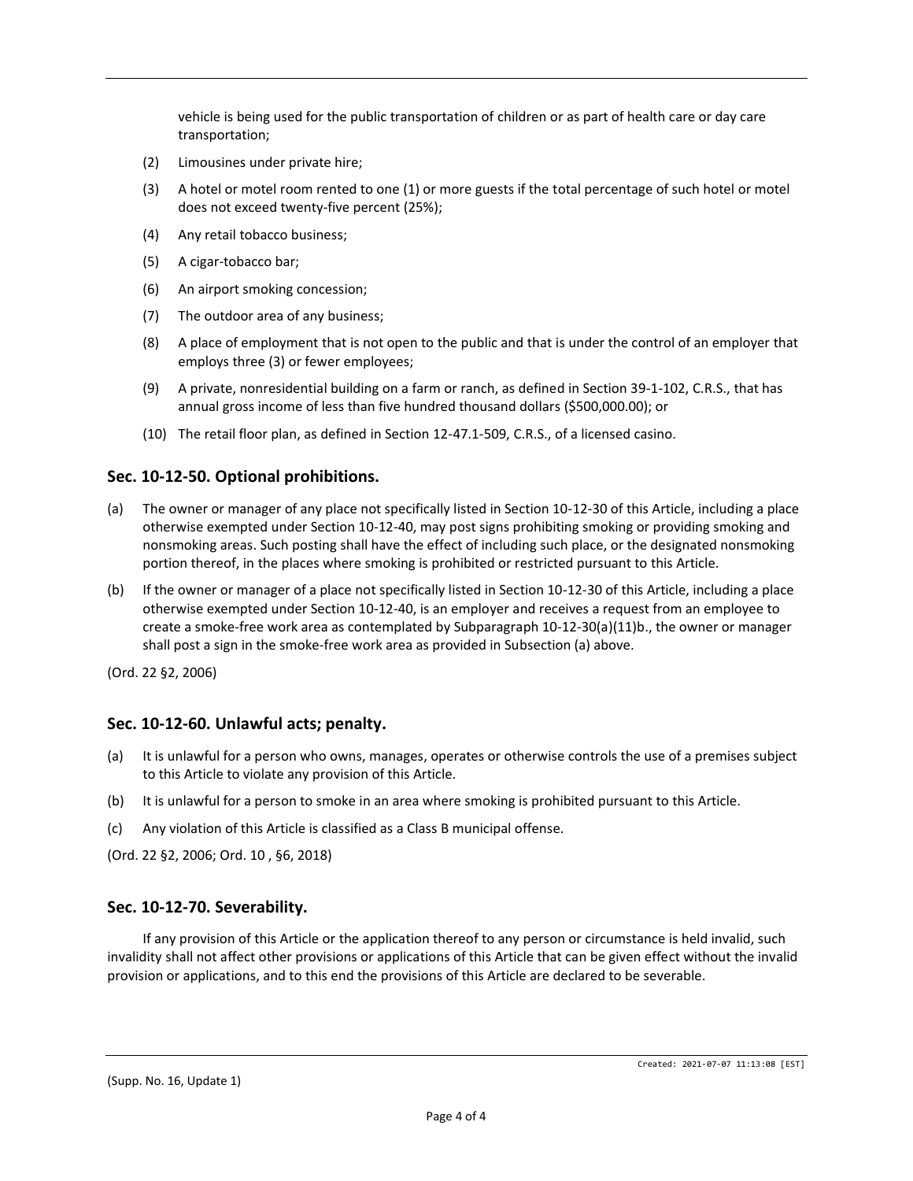vehicle is being used for the public transportation of children or as part of health care or day care transportation;

(2) Limousines under private hire;

(3) A hotel or motel room rented to one (1) or more guests if the total percentage of such hotel or motel does not exceed twenty-five percent (25%);

(4) Any retail tobacco business;

(5) A cigar-tobacco bar;

(6) An airport smoking concession;

(7) The outdoor area of any business;

(8) A place of employment that is not open to the public and that is under the control of an employer that employs three (3) or fewer employees;

(9) A private, nonresidential building on a farm or ranch, as defined in Section 39-1-102, C.R.S., that has annual gross income of less than five hundred thousand dollars ($500,000.00); or

(10) The retail floor plan, as defined in Section 12-47.1-509, C.R.S., of a licensed casino.

## Sec. 10-12-50. Optional prohibitions.

(a) The owner or manager of any place not specifically listed in Section 10-12-30 of this Article, including a place otherwise exempted under Section 10-12-40, may post signs prohibiting smoking or providing smoking and nonsmoking areas. Such posting shall have the effect of including such place, or the designated nonsmoking portion thereof, in the places where smoking is prohibited or restricted pursuant to this Article.

(b) If the owner or manager of a place not specifically listed in Section 10-12-30 of this Article, including a place otherwise exempted under Section 10-12-40, is an employer and receives a request from an employee to create a smoke-free work area as contemplated by Subparagraph 10-12-30(a)(11)b., the owner or manager shall post a sign in the smoke-free work area as provided in Subsection (a) above.

(Ord. 22 §2, 2006)

## Sec. 10-12-60. Unlawful acts; penalty.

(a) It is unlawful for a person who owns, manages, operates or otherwise controls the use of a premises subject to this Article to violate any provision of this Article.

(b) It is unlawful for a person to smoke in an area where smoking is prohibited pursuant to this Article.

(c) Any violation of this Article is classified as a Class B municipal offense.

(Ord. 22 §2, 2006; Ord. 10 , §6, 2018)

## Sec. 10-12-70. Severability.

If any provision of this Article or the application thereof to any person or circumstance is held invalid, such invalidity shall not affect other provisions or applications of this Article that can be given effect without the invalid provision or applications, and to this end the provisions of this Article are declared to be severable.